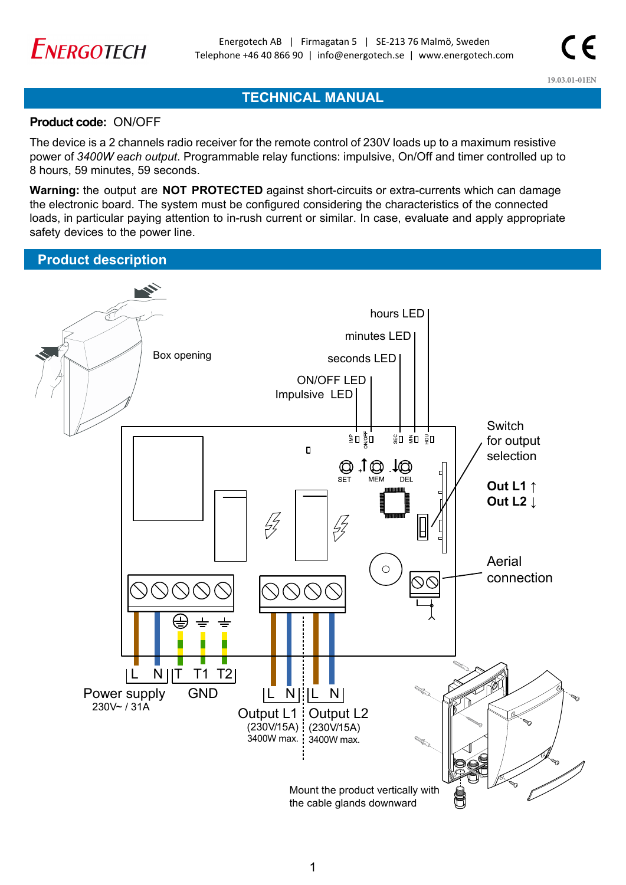Energotech AB | Firmagatan 5 | SE-213 76 Malmö, Sweden
Telephone +46 40 866 90 | info@energotech.se | www.energotech.com

19.03.01-01EN

# TECHNICAL MANUAL

**Product code:** ON/OFF

The device is a 2 channels radio receiver for the remote control of 230V loads up to a maximum resistive power of *3400W each output*. Programmable relay functions: impulsive, On/Off and timer controlled up to 8 hours, 59 minutes, 59 seconds.

**Warning:** the output are **NOT PROTECTED** against short-circuits or extra-currents which can damage the electronic board. The system must be configured considering the characteristics of the connected loads, in particular paying attention to in-rush current or similar. In case, evaluate and apply appropriate safety devices to the power line.

## Product description

Box opening

hours LED
minutes LED
seconds LED
ON/OFF LED
Impulsive LED

SET MEM DEL

Switch for output selection

**Out L1 ↑**
**Out L2 ↓**

Aerial connection

L N | T T1 T2

Power supply
230V~ / 31A

GND

L N | L N

Output L1
(230V/15A)
3400W max.

Output L2
(230V/15A)
3400W max.

Mount the product vertically with the cable glands downward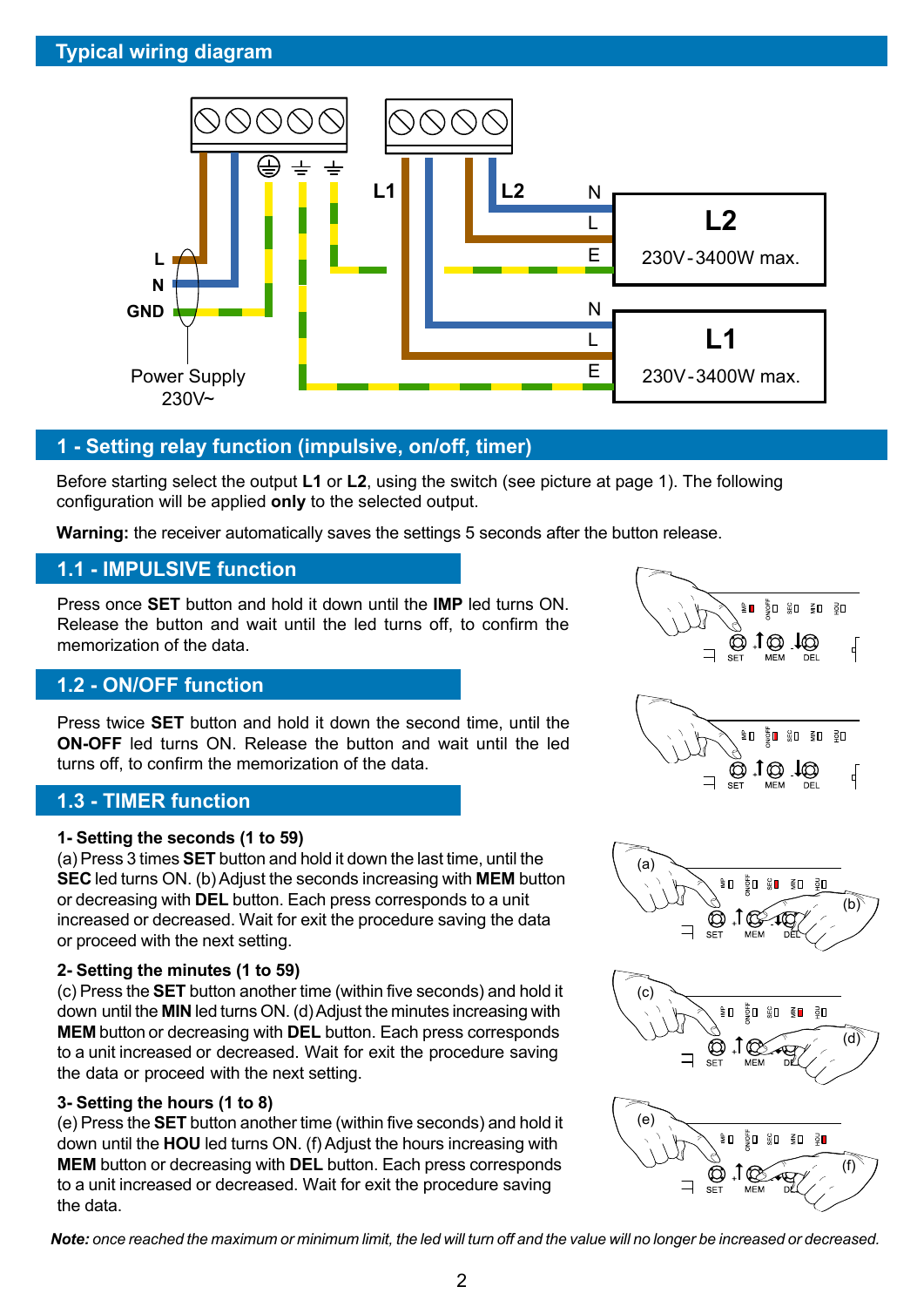## Typical wiring diagram

## 1 - Setting relay function (impulsive, on/off, timer)

Before starting select the output **L1** or **L2**, using the switch (see picture at page 1). The following configuration will be applied **only** to the selected output.

**Warning:** the receiver automatically saves the settings 5 seconds after the button release.

## 1.1 - IMPULSIVE function

Press once **SET** button and hold it down until the **IMP** led turns ON. Release the button and wait until the led turns off, to confirm the memorization of the data.

## 1.2 - ON/OFF function

Press twice **SET** button and hold it down the second time, until the **ON-OFF** led turns ON. Release the button and wait until the led turns off, to confirm the memorization of the data.

## 1.3 - TIMER function

**1- Setting the seconds (1 to 59)**
(a) Press 3 times **SET** button and hold it down the last time, until the **SEC** led turns ON. (b) Adjust the seconds increasing with **MEM** button or decreasing with **DEL** button. Each press corresponds to a unit increased or decreased. Wait for exit the procedure saving the data or proceed with the next setting.

**2- Setting the minutes (1 to 59)**
(c) Press the **SET** button another time (within five seconds) and hold it down until the **MIN** led turns ON. (d) Adjust the minutes increasing with **MEM** button or decreasing with **DEL** button. Each press corresponds to a unit increased or decreased. Wait for exit the procedure saving the data or proceed with the next setting.

**3- Setting the hours (1 to 8)**
(e) Press the **SET** button another time (within five seconds) and hold it down until the **HOU** led turns ON. (f) Adjust the hours increasing with **MEM** button or decreasing with **DEL** button. Each press corresponds to a unit increased or decreased. Wait for exit the procedure saving the data.

***Note:*** *once reached the maximum or minimum limit, the led will turn off and the value will no longer be increased or decreased.*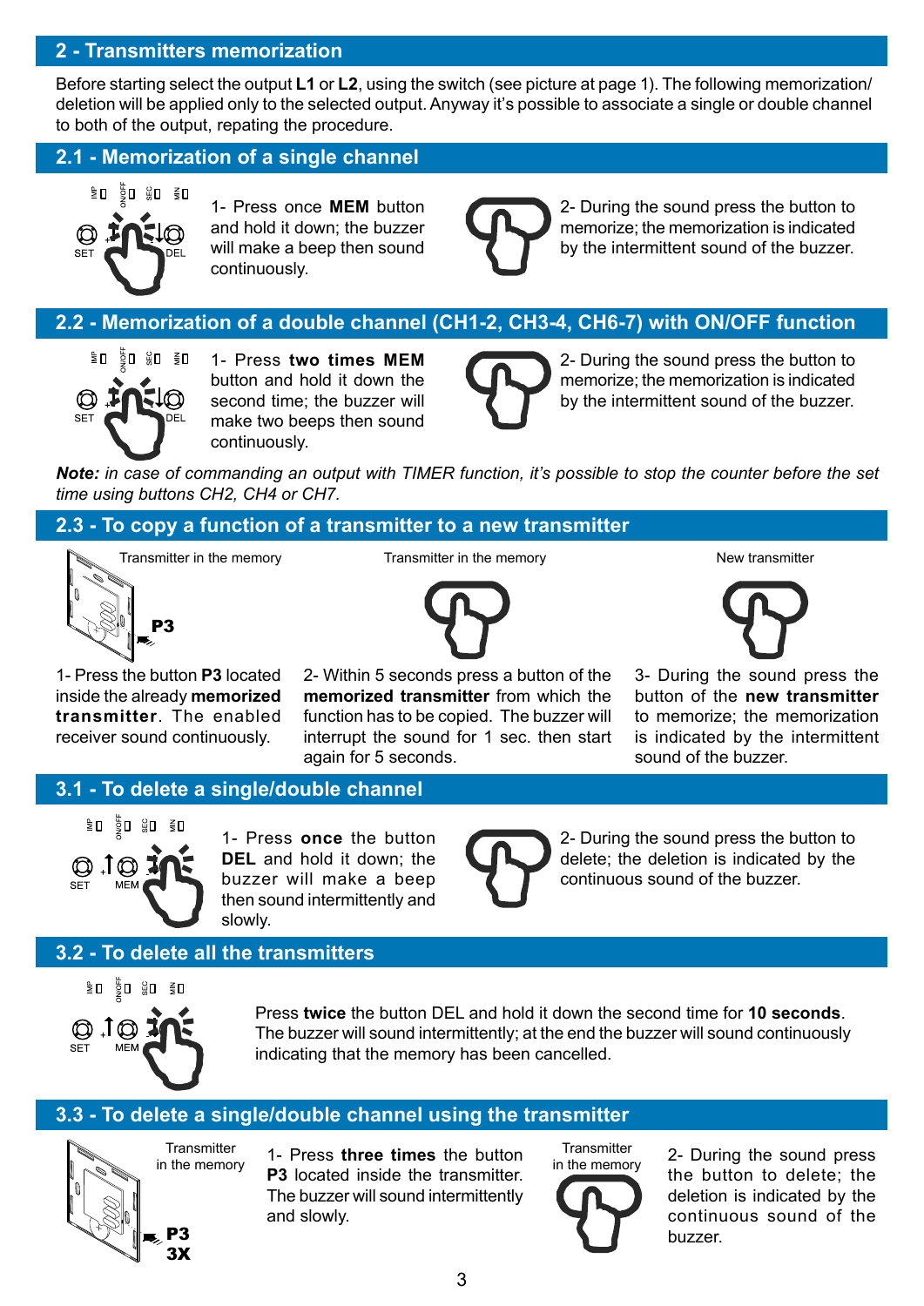## 2 - Transmitters memorization

Before starting select the output **L1** or **L2**, using the switch (see picture at page 1). The following memorization/ deletion will be applied only to the selected output. Anyway it's possible to associate a single or double channel to both of the output, repating the procedure.

### 2.1 - Memorization of a single channel

1- Press once **MEM** button and hold it down; the buzzer will make a beep then sound continuously.

2- During the sound press the button to memorize; the memorization is indicated by the intermittent sound of the buzzer.

### 2.2 - Memorization of a double channel (CH1-2, CH3-4, CH6-7) with ON/OFF function

1- Press **two times MEM** button and hold it down the second time; the buzzer will make two beeps then sound continuously.

2- During the sound press the button to memorize; the memorization is indicated by the intermittent sound of the buzzer.

***Note:*** *in case of commanding an output with TIMER function, it's possible to stop the counter before the set time using buttons CH2, CH4 or CH7.*

### 2.3 - To copy a function of a transmitter to a new transmitter

Transmitter in the memory

1- Press the button **P3** located inside the already **memorized transmitter**. The enabled receiver sound continuously.

Transmitter in the memory

2- Within 5 seconds press a button of the **memorized transmitter** from which the function has to be copied. The buzzer will interrupt the sound for 1 sec. then start again for 5 seconds.

New transmitter

3- During the sound press the button of the **new transmitter** to memorize; the memorization is indicated by the intermittent sound of the buzzer.

### 3.1 - To delete a single/double channel

1- Press **once** the button **DEL** and hold it down; the buzzer will make a beep then sound intermittently and slowly.

2- During the sound press the button to delete; the deletion is indicated by the continuous sound of the buzzer.

### 3.2 - To delete all the transmitters

Press **twice** the button DEL and hold it down the second time for **10 seconds**. The buzzer will sound intermittently; at the end the buzzer will sound continuously indicating that the memory has been cancelled.

### 3.3 - To delete a single/double channel using the transmitter

Transmitter in the memory

1- Press **three times** the button **P3** located inside the transmitter. The buzzer will sound intermittently and slowly.

Transmitter in the memory

2- During the sound press the button to delete; the deletion is indicated by the continuous sound of the buzzer.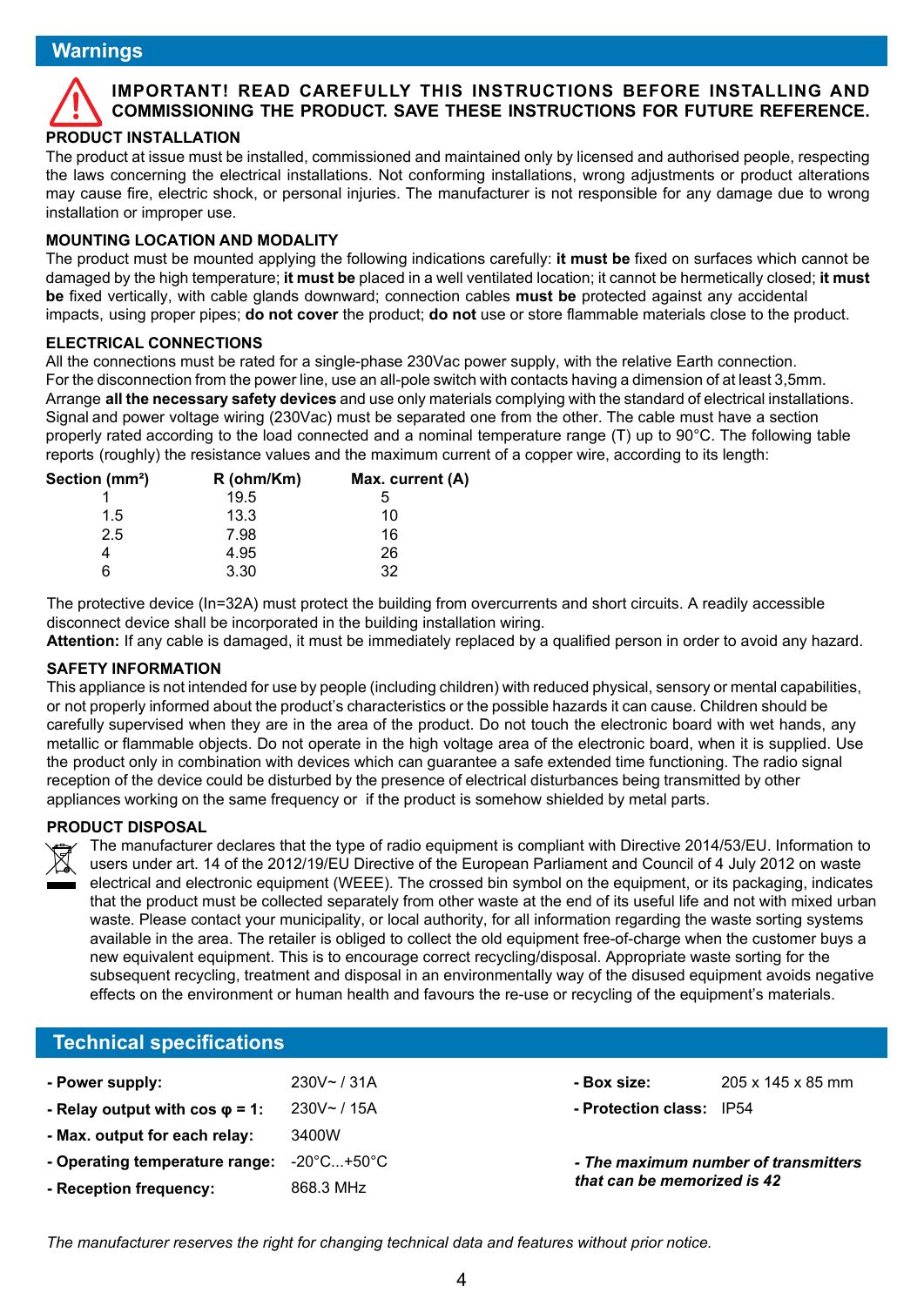## Warnings

**IMPORTANT! READ CAREFULLY THIS INSTRUCTIONS BEFORE INSTALLING AND COMMISSIONING THE PRODUCT. SAVE THESE INSTRUCTIONS FOR FUTURE REFERENCE.**

### PRODUCT INSTALLATION

The product at issue must be installed, commissioned and maintained only by licensed and authorised people, respecting the laws concerning the electrical installations. Not conforming installations, wrong adjustments or product alterations may cause fire, electric shock, or personal injuries. The manufacturer is not responsible for any damage due to wrong installation or improper use.

### MOUNTING LOCATION AND MODALITY

The product must be mounted applying the following indications carefully: **it must be** fixed on surfaces which cannot be damaged by the high temperature; **it must be** placed in a well ventilated location; it cannot be hermetically closed; **it must be** fixed vertically, with cable glands downward; connection cables **must be** protected against any accidental impacts, using proper pipes; **do not cover** the product; **do not** use or store flammable materials close to the product.

### ELECTRICAL CONNECTIONS

All the connections must be rated for a single-phase 230Vac power supply, with the relative Earth connection.
For the disconnection from the power line, use an all-pole switch with contacts having a dimension of at least 3,5mm.
Arrange **all the necessary safety devices** and use only materials complying with the standard of electrical installations.
Signal and power voltage wiring (230Vac) must be separated one from the other. The cable must have a section properly rated according to the load connected and a nominal temperature range (T) up to 90°C. The following table reports (roughly) the resistance values and the maximum current of a copper wire, according to its length:

| Section (mm²) | R (ohm/Km) | Max. current (A) |
|---|---|---|
| 1 | 19.5 | 5 |
| 1.5 | 13.3 | 10 |
| 2.5 | 7.98 | 16 |
| 4 | 4.95 | 26 |
| 6 | 3.30 | 32 |

The protective device (In=32A) must protect the building from overcurrents and short circuits. A readily accessible disconnect device shall be incorporated in the building installation wiring.
**Attention:** If any cable is damaged, it must be immediately replaced by a qualified person in order to avoid any hazard.

### SAFETY INFORMATION

This appliance is not intended for use by people (including children) with reduced physical, sensory or mental capabilities, or not properly informed about the product's characteristics or the possible hazards it can cause. Children should be carefully supervised when they are in the area of the product. Do not touch the electronic board with wet hands, any metallic or flammable objects. Do not operate in the high voltage area of the electronic board, when it is supplied. Use the product only in combination with devices which can guarantee a safe extended time functioning. The radio signal reception of the device could be disturbed by the presence of electrical disturbances being transmitted by other appliances working on the same frequency or if the product is somehow shielded by metal parts.

### PRODUCT DISPOSAL

The manufacturer declares that the type of radio equipment is compliant with Directive 2014/53/EU. Information to users under art. 14 of the 2012/19/EU Directive of the European Parliament and Council of 4 July 2012 on waste electrical and electronic equipment (WEEE). The crossed bin symbol on the equipment, or its packaging, indicates that the product must be collected separately from other waste at the end of its useful life and not with mixed urban waste. Please contact your municipality, or local authority, for all information regarding the waste sorting systems available in the area. The retailer is obliged to collect the old equipment free-of-charge when the customer buys a new equivalent equipment. This is to encourage correct recycling/disposal. Appropriate waste sorting for the subsequent recycling, treatment and disposal in an environmentally way of the disused equipment avoids negative effects on the environment or human health and favours the re-use or recycling of the equipment's materials.

## Technical specifications

- **Power supply:** 230V~ / 31A
- **Relay output with cos φ = 1:** 230V~ / 15A
- **Max. output for each relay:** 3400W
- **Operating temperature range:** -20°C...+50°C
- **Reception frequency:** 868.3 MHz
- **Box size:** 205 x 145 x 85 mm
- **Protection class:** IP54

- ***The maximum number of transmitters that can be memorized is 42***

*The manufacturer reserves the right for changing technical data and features without prior notice.*